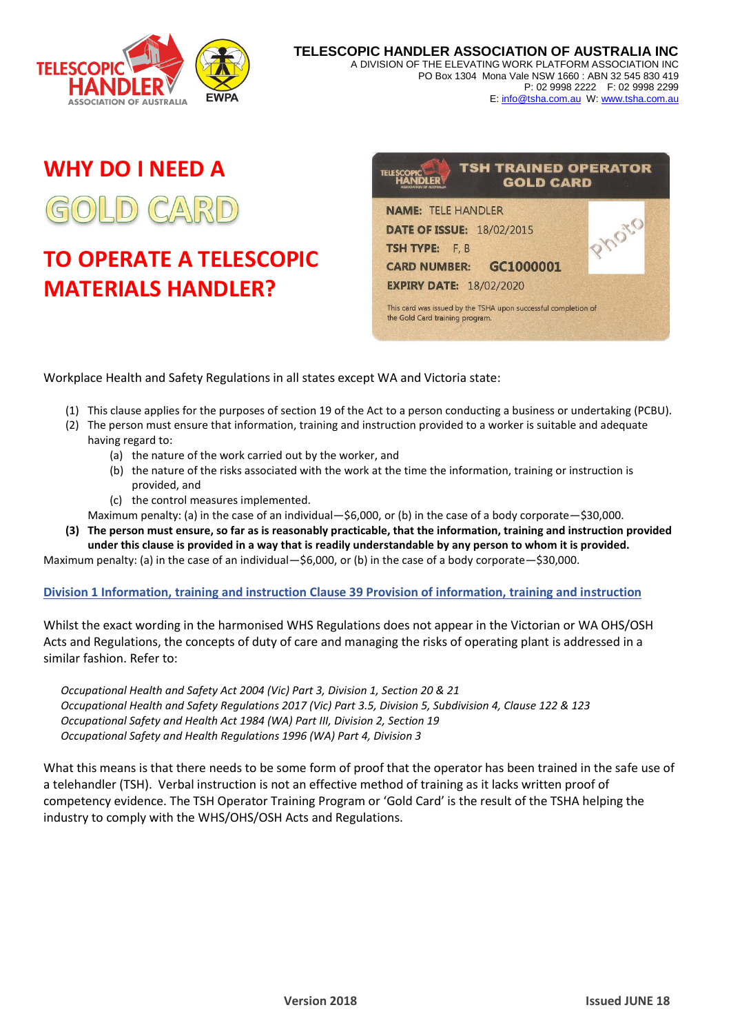**TELESCOPIC HANDLER ASSOCIATION OF AUSTRALIA INC**
A DIVISION OF THE ELEVATING WORK PLATFORM ASSOCIATION INC
PO Box 1304 Mona Vale NSW 1660 : ABN 32 545 830 419
P: 02 9998 2222 F: 02 9998 2299
E: info@tsha.com.au W: www.tsha.com.au

# WHY DO I NEED A GOLD CARD TO OPERATE A TELESCOPIC MATERIALS HANDLER?

**TSH TRAINED OPERATOR GOLD CARD**

**NAME:** TELE HANDLER
**DATE OF ISSUE:** 18/02/2015
**TSH TYPE:** F, B
**CARD NUMBER:** GC1000001
**EXPIRY DATE:** 18/02/2020

Photo

This card was issued by the TSHA upon successful completion of the Gold Card training program.

Workplace Health and Safety Regulations in all states except WA and Victoria state:

(1) This clause applies for the purposes of section 19 of the Act to a person conducting a business or undertaking (PCBU).
(2) The person must ensure that information, training and instruction provided to a worker is suitable and adequate having regard to:
    (a) the nature of the work carried out by the worker, and
    (b) the nature of the risks associated with the work at the time the information, training or instruction is provided, and
    (c) the control measures implemented.

    Maximum penalty: (a) in the case of an individual—$6,000, or (b) in the case of a body corporate—$30,000.
**(3) The person must ensure, so far as is reasonably practicable, that the information, training and instruction provided under this clause is provided in a way that is readily understandable by any person to whom it is provided.**

Maximum penalty: (a) in the case of an individual—$6,000, or (b) in the case of a body corporate—$30,000.

**Division 1 Information, training and instruction Clause 39 Provision of information, training and instruction**

Whilst the exact wording in the harmonised WHS Regulations does not appear in the Victorian or WA OHS/OSH Acts and Regulations, the concepts of duty of care and managing the risks of operating plant is addressed in a similar fashion. Refer to:

*Occupational Health and Safety Act 2004 (Vic) Part 3, Division 1, Section 20 & 21*
*Occupational Health and Safety Regulations 2017 (Vic) Part 3.5, Division 5, Subdivision 4, Clause 122 & 123*
*Occupational Safety and Health Act 1984 (WA) Part III, Division 2, Section 19*
*Occupational Safety and Health Regulations 1996 (WA) Part 4, Division 3*

What this means is that there needs to be some form of proof that the operator has been trained in the safe use of a telehandler (TSH). Verbal instruction is not an effective method of training as it lacks written proof of competency evidence. The TSH Operator Training Program or 'Gold Card' is the result of the TSHA helping the industry to comply with the WHS/OHS/OSH Acts and Regulations.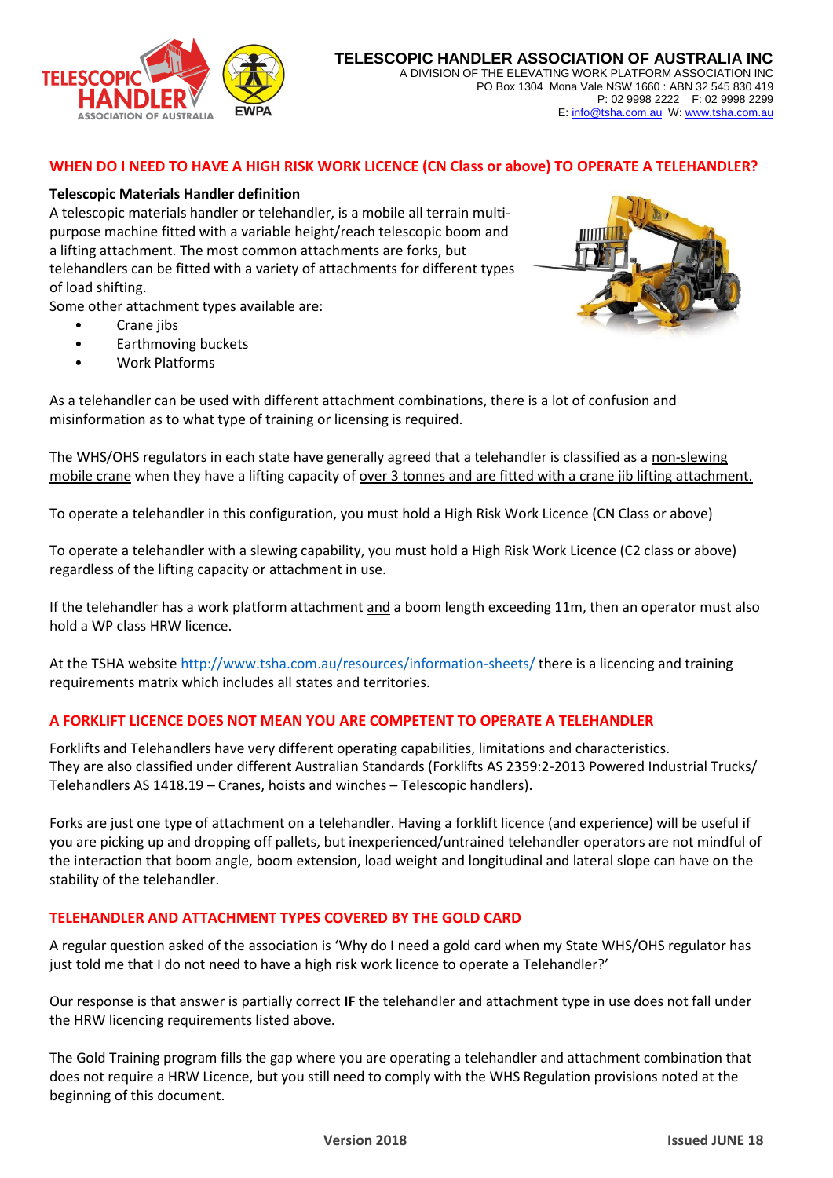**TELESCOPIC HANDLER ASSOCIATION OF AUSTRALIA INC**
A DIVISION OF THE ELEVATING WORK PLATFORM ASSOCIATION INC
PO Box 1304 Mona Vale NSW 1660 : ABN 32 545 830 419
P: 02 9998 2222 F: 02 9998 2299
E: info@tsha.com.au W: www.tsha.com.au

## WHEN DO I NEED TO HAVE A HIGH RISK WORK LICENCE (CN Class or above) TO OPERATE A TELEHANDLER?

**Telescopic Materials Handler definition**

A telescopic materials handler or telehandler, is a mobile all terrain multi-purpose machine fitted with a variable height/reach telescopic boom and a lifting attachment. The most common attachments are forks, but telehandlers can be fitted with a variety of attachments for different types of load shifting.

Some other attachment types available are:

- Crane jibs
- Earthmoving buckets
- Work Platforms

As a telehandler can be used with different attachment combinations, there is a lot of confusion and misinformation as to what type of training or licensing is required.

The WHS/OHS regulators in each state have generally agreed that a telehandler is classified as a non-slewing mobile crane when they have a lifting capacity of over 3 tonnes and are fitted with a crane jib lifting attachment.

To operate a telehandler in this configuration, you must hold a High Risk Work Licence (CN Class or above)

To operate a telehandler with a slewing capability, you must hold a High Risk Work Licence (C2 class or above) regardless of the lifting capacity or attachment in use.

If the telehandler has a work platform attachment and a boom length exceeding 11m, then an operator must also hold a WP class HRW licence.

At the TSHA website http://www.tsha.com.au/resources/information-sheets/ there is a licencing and training requirements matrix which includes all states and territories.

## A FORKLIFT LICENCE DOES NOT MEAN YOU ARE COMPETENT TO OPERATE A TELEHANDLER

Forklifts and Telehandlers have very different operating capabilities, limitations and characteristics. They are also classified under different Australian Standards (Forklifts AS 2359:2-2013 Powered Industrial Trucks/ Telehandlers AS 1418.19 – Cranes, hoists and winches – Telescopic handlers).

Forks are just one type of attachment on a telehandler. Having a forklift licence (and experience) will be useful if you are picking up and dropping off pallets, but inexperienced/untrained telehandler operators are not mindful of the interaction that boom angle, boom extension, load weight and longitudinal and lateral slope can have on the stability of the telehandler.

## TELEHANDLER AND ATTACHMENT TYPES COVERED BY THE GOLD CARD

A regular question asked of the association is 'Why do I need a gold card when my State WHS/OHS regulator has just told me that I do not need to have a high risk work licence to operate a Telehandler?'

Our response is that answer is partially correct **IF** the telehandler and attachment type in use does not fall under the HRW licencing requirements listed above.

The Gold Training program fills the gap where you are operating a telehandler and attachment combination that does not require a HRW Licence, but you still need to comply with the WHS Regulation provisions noted at the beginning of this document.

**Version 2018** **Issued JUNE 18**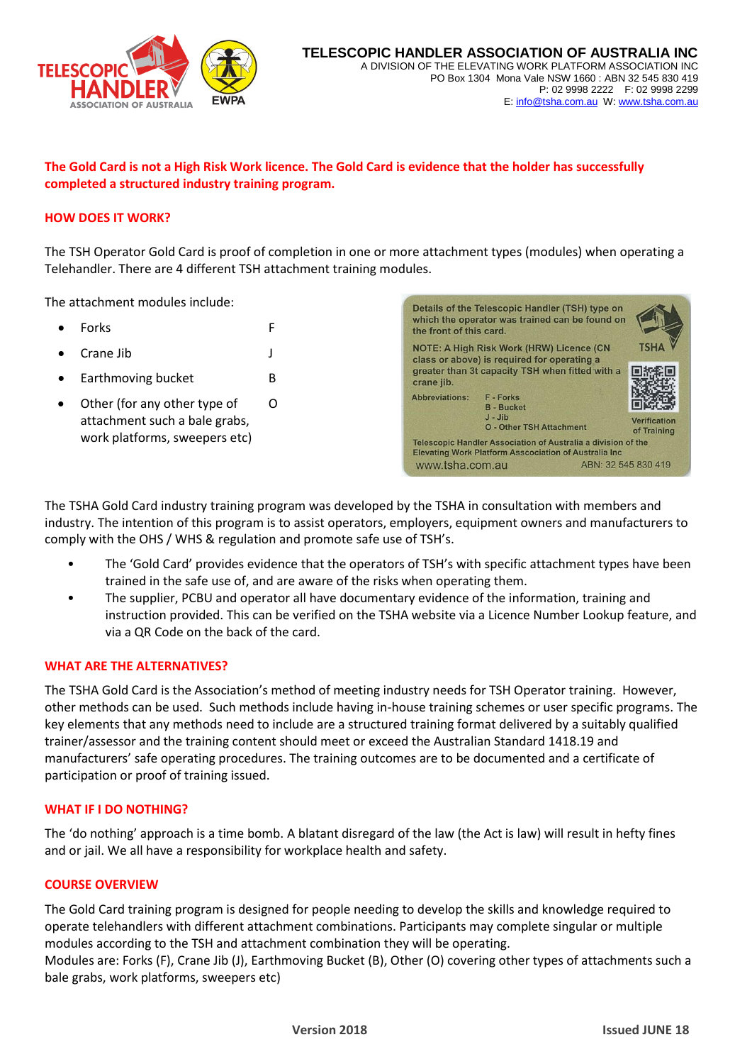**TELESCOPIC HANDLER ASSOCIATION OF AUSTRALIA INC**
A DIVISION OF THE ELEVATING WORK PLATFORM ASSOCIATION INC
PO Box 1304 Mona Vale NSW 1660 : ABN 32 545 830 419
P: 02 9998 2222 F: 02 9998 2299
E: info@tsha.com.au W: www.tsha.com.au

**The Gold Card is not a High Risk Work licence. The Gold Card is evidence that the holder has successfully completed a structured industry training program.**

## HOW DOES IT WORK?

The TSH Operator Gold Card is proof of completion in one or more attachment types (modules) when operating a Telehandler. There are 4 different TSH attachment training modules.

The attachment modules include:

- Forks F
- Crane Jib J
- Earthmoving bucket B
- Other (for any other type of attachment such a bale grabs, work platforms, sweepers etc) O

Details of the Telescopic Handler (TSH) type on which the operator was trained can be found on the front of this card.

NOTE: A High Risk Work (HRW) Licence (CN class or above) is required for operating a greater than 3t capacity TSH when fitted with a crane jib.

Abbreviations: F - Forks
B - Bucket
J - Jib
O - Other TSH Attachment

TSHA

Verification of Training

Telescopic Handler Association of Australia a division of the Elevating Work Platform Asscociation of Australia Inc
www.tsha.com.au ABN: 32 545 830 419

The TSHA Gold Card industry training program was developed by the TSHA in consultation with members and industry. The intention of this program is to assist operators, employers, equipment owners and manufacturers to comply with the OHS / WHS & regulation and promote safe use of TSH's.

- The 'Gold Card' provides evidence that the operators of TSH's with specific attachment types have been trained in the safe use of, and are aware of the risks when operating them.
- The supplier, PCBU and operator all have documentary evidence of the information, training and instruction provided. This can be verified on the TSHA website via a Licence Number Lookup feature, and via a QR Code on the back of the card.

## WHAT ARE THE ALTERNATIVES?

The TSHA Gold Card is the Association's method of meeting industry needs for TSH Operator training. However, other methods can be used. Such methods include having in-house training schemes or user specific programs. The key elements that any methods need to include are a structured training format delivered by a suitably qualified trainer/assessor and the training content should meet or exceed the Australian Standard 1418.19 and manufacturers' safe operating procedures. The training outcomes are to be documented and a certificate of participation or proof of training issued.

## WHAT IF I DO NOTHING?

The 'do nothing' approach is a time bomb. A blatant disregard of the law (the Act is law) will result in hefty fines and or jail. We all have a responsibility for workplace health and safety.

## COURSE OVERVIEW

The Gold Card training program is designed for people needing to develop the skills and knowledge required to operate telehandlers with different attachment combinations. Participants may complete singular or multiple modules according to the TSH and attachment combination they will be operating.
Modules are: Forks (F), Crane Jib (J), Earthmoving Bucket (B), Other (O) covering other types of attachments such a bale grabs, work platforms, sweepers etc)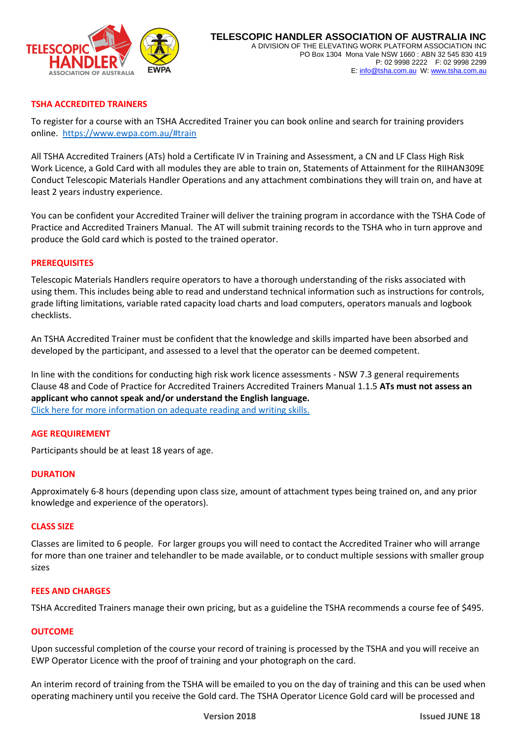**TELESCOPIC HANDLER ASSOCIATION OF AUSTRALIA INC**
A DIVISION OF THE ELEVATING WORK PLATFORM ASSOCIATION INC
PO Box 1304 Mona Vale NSW 1660 : ABN 32 545 830 419
P: 02 9998 2222 F: 02 9998 2299
E: info@tsha.com.au W: www.tsha.com.au

## TSHA ACCREDITED TRAINERS

To register for a course with an TSHA Accredited Trainer you can book online and search for training providers online. [https://www.ewpa.com.au/#train](https://www.ewpa.com.au/#train)

All TSHA Accredited Trainers (ATs) hold a Certificate IV in Training and Assessment, a CN and LF Class High Risk Work Licence, a Gold Card with all modules they are able to train on, Statements of Attainment for the RIIHAN309E Conduct Telescopic Materials Handler Operations and any attachment combinations they will train on, and have at least 2 years industry experience.

You can be confident your Accredited Trainer will deliver the training program in accordance with the TSHA Code of Practice and Accredited Trainers Manual. The AT will submit training records to the TSHA who in turn approve and produce the Gold card which is posted to the trained operator.

## PREREQUISITES

Telescopic Materials Handlers require operators to have a thorough understanding of the risks associated with using them. This includes being able to read and understand technical information such as instructions for controls, grade lifting limitations, variable rated capacity load charts and load computers, operators manuals and logbook checklists.

An TSHA Accredited Trainer must be confident that the knowledge and skills imparted have been absorbed and developed by the participant, and assessed to a level that the operator can be deemed competent.

In line with the conditions for conducting high risk work licence assessments - NSW 7.3 general requirements Clause 48 and Code of Practice for Accredited Trainers Accredited Trainers Manual 1.1.5 **ATs must not assess an applicant who cannot speak and/or understand the English language.**
Click here for more information on adequate reading and writing skills.

## AGE REQUIREMENT

Participants should be at least 18 years of age.

## DURATION

Approximately 6-8 hours (depending upon class size, amount of attachment types being trained on, and any prior knowledge and experience of the operators).

## CLASS SIZE

Classes are limited to 6 people. For larger groups you will need to contact the Accredited Trainer who will arrange for more than one trainer and telehandler to be made available, or to conduct multiple sessions with smaller group sizes

## FEES AND CHARGES

TSHA Accredited Trainers manage their own pricing, but as a guideline the TSHA recommends a course fee of $495.

## OUTCOME

Upon successful completion of the course your record of training is processed by the TSHA and you will receive an EWP Operator Licence with the proof of training and your photograph on the card.

An interim record of training from the TSHA will be emailed to you on the day of training and this can be used when operating machinery until you receive the Gold card. The TSHA Operator Licence Gold card will be processed and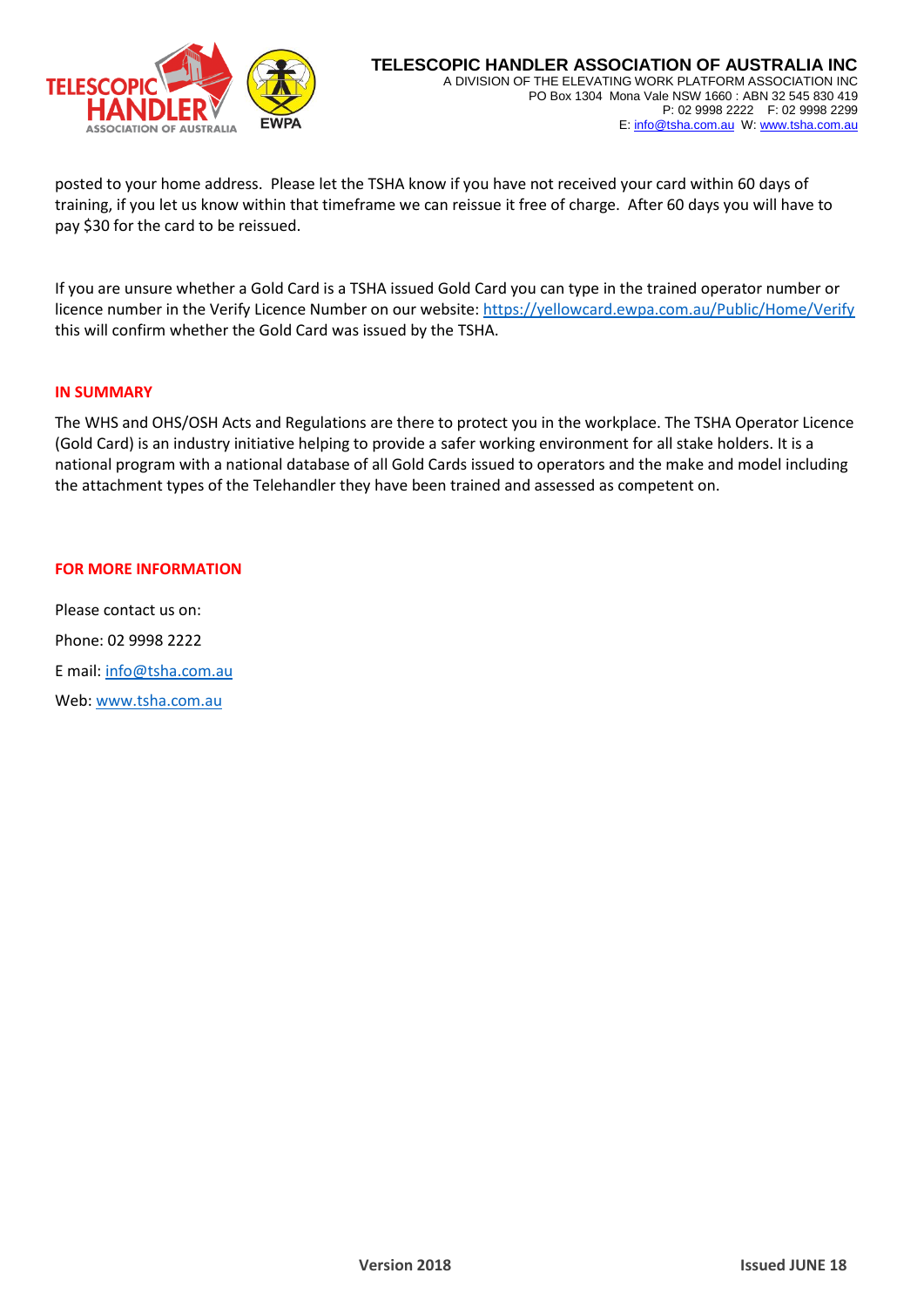posted to your home address. Please let the TSHA know if you have not received your card within 60 days of training, if you let us know within that timeframe we can reissue it free of charge. After 60 days you will have to pay $30 for the card to be reissued.

If you are unsure whether a Gold Card is a TSHA issued Gold Card you can type in the trained operator number or licence number in the Verify Licence Number on our website: https://yellowcard.ewpa.com.au/Public/Home/Verify this will confirm whether the Gold Card was issued by the TSHA.

## IN SUMMARY

The WHS and OHS/OSH Acts and Regulations are there to protect you in the workplace. The TSHA Operator Licence (Gold Card) is an industry initiative helping to provide a safer working environment for all stake holders. It is a national program with a national database of all Gold Cards issued to operators and the make and model including the attachment types of the Telehandler they have been trained and assessed as competent on.

## FOR MORE INFORMATION

Please contact us on:

Phone: 02 9998 2222

E mail: info@tsha.com.au

Web: www.tsha.com.au